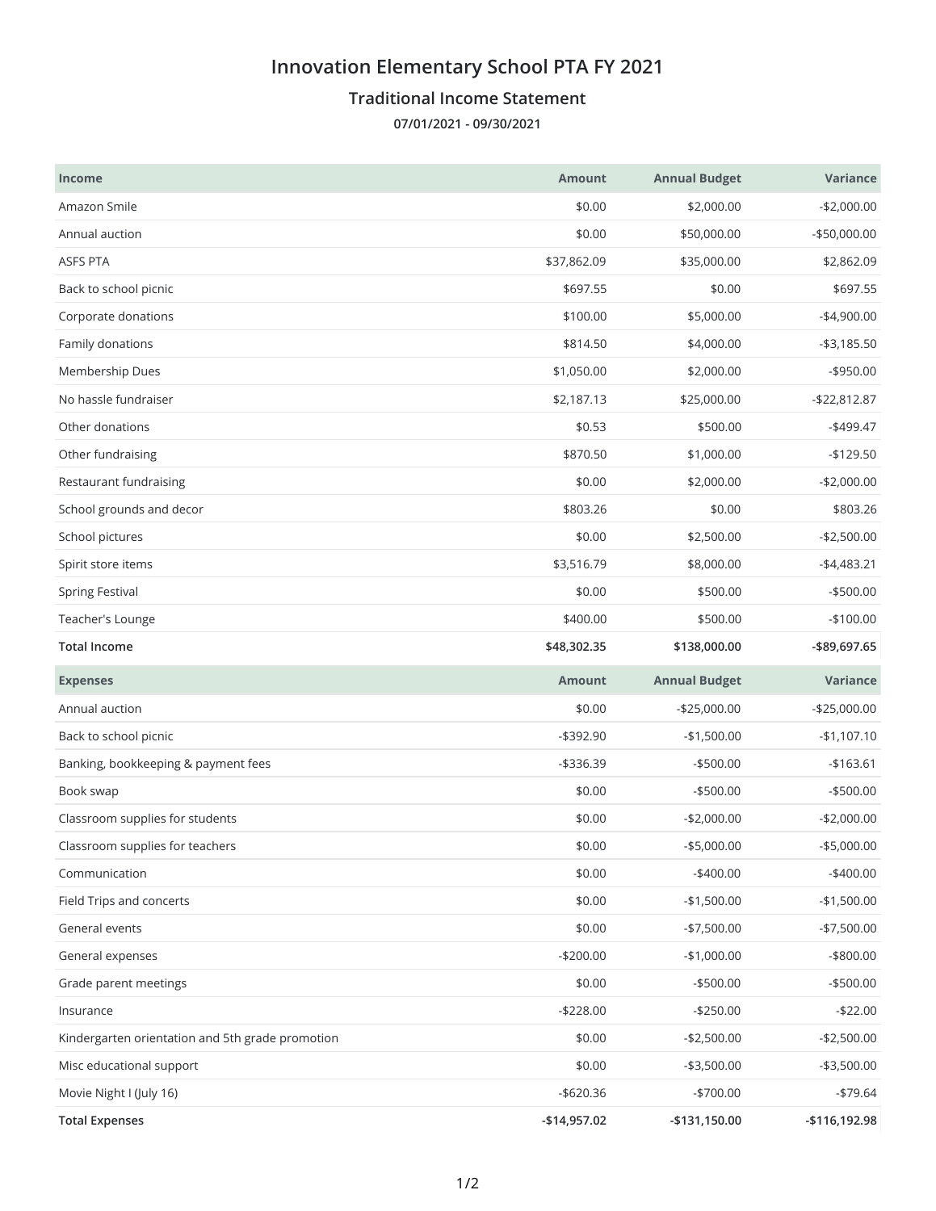# Innovation Elementary School PTA FY 2021

## Traditional Income Statement

**07/01/2021 - 09/30/2021**

| Income | Amount | Annual Budget | Variance |
|---|---|---|---|
| Amazon Smile | $0.00 | $2,000.00 | -$2,000.00 |
| Annual auction | $0.00 | $50,000.00 | -$50,000.00 |
| ASFS PTA | $37,862.09 | $35,000.00 | $2,862.09 |
| Back to school picnic | $697.55 | $0.00 | $697.55 |
| Corporate donations | $100.00 | $5,000.00 | -$4,900.00 |
| Family donations | $814.50 | $4,000.00 | -$3,185.50 |
| Membership Dues | $1,050.00 | $2,000.00 | -$950.00 |
| No hassle fundraiser | $2,187.13 | $25,000.00 | -$22,812.87 |
| Other donations | $0.53 | $500.00 | -$499.47 |
| Other fundraising | $870.50 | $1,000.00 | -$129.50 |
| Restaurant fundraising | $0.00 | $2,000.00 | -$2,000.00 |
| School grounds and decor | $803.26 | $0.00 | $803.26 |
| School pictures | $0.00 | $2,500.00 | -$2,500.00 |
| Spirit store items | $3,516.79 | $8,000.00 | -$4,483.21 |
| Spring Festival | $0.00 | $500.00 | -$500.00 |
| Teacher's Lounge | $400.00 | $500.00 | -$100.00 |
| **Total Income** | **$48,302.35** | **$138,000.00** | **-$89,697.65** |

| Expenses | Amount | Annual Budget | Variance |
|---|---|---|---|
| Annual auction | $0.00 | -$25,000.00 | -$25,000.00 |
| Back to school picnic | -$392.90 | -$1,500.00 | -$1,107.10 |
| Banking, bookkeeping & payment fees | -$336.39 | -$500.00 | -$163.61 |
| Book swap | $0.00 | -$500.00 | -$500.00 |
| Classroom supplies for students | $0.00 | -$2,000.00 | -$2,000.00 |
| Classroom supplies for teachers | $0.00 | -$5,000.00 | -$5,000.00 |
| Communication | $0.00 | -$400.00 | -$400.00 |
| Field Trips and concerts | $0.00 | -$1,500.00 | -$1,500.00 |
| General events | $0.00 | -$7,500.00 | -$7,500.00 |
| General expenses | -$200.00 | -$1,000.00 | -$800.00 |
| Grade parent meetings | $0.00 | -$500.00 | -$500.00 |
| Insurance | -$228.00 | -$250.00 | -$22.00 |
| Kindergarten orientation and 5th grade promotion | $0.00 | -$2,500.00 | -$2,500.00 |
| Misc educational support | $0.00 | -$3,500.00 | -$3,500.00 |
| Movie Night I (July 16) | -$620.36 | -$700.00 | -$79.64 |
| **Total Expenses** | **-$14,957.02** | **-$131,150.00** | **-$116,192.98** |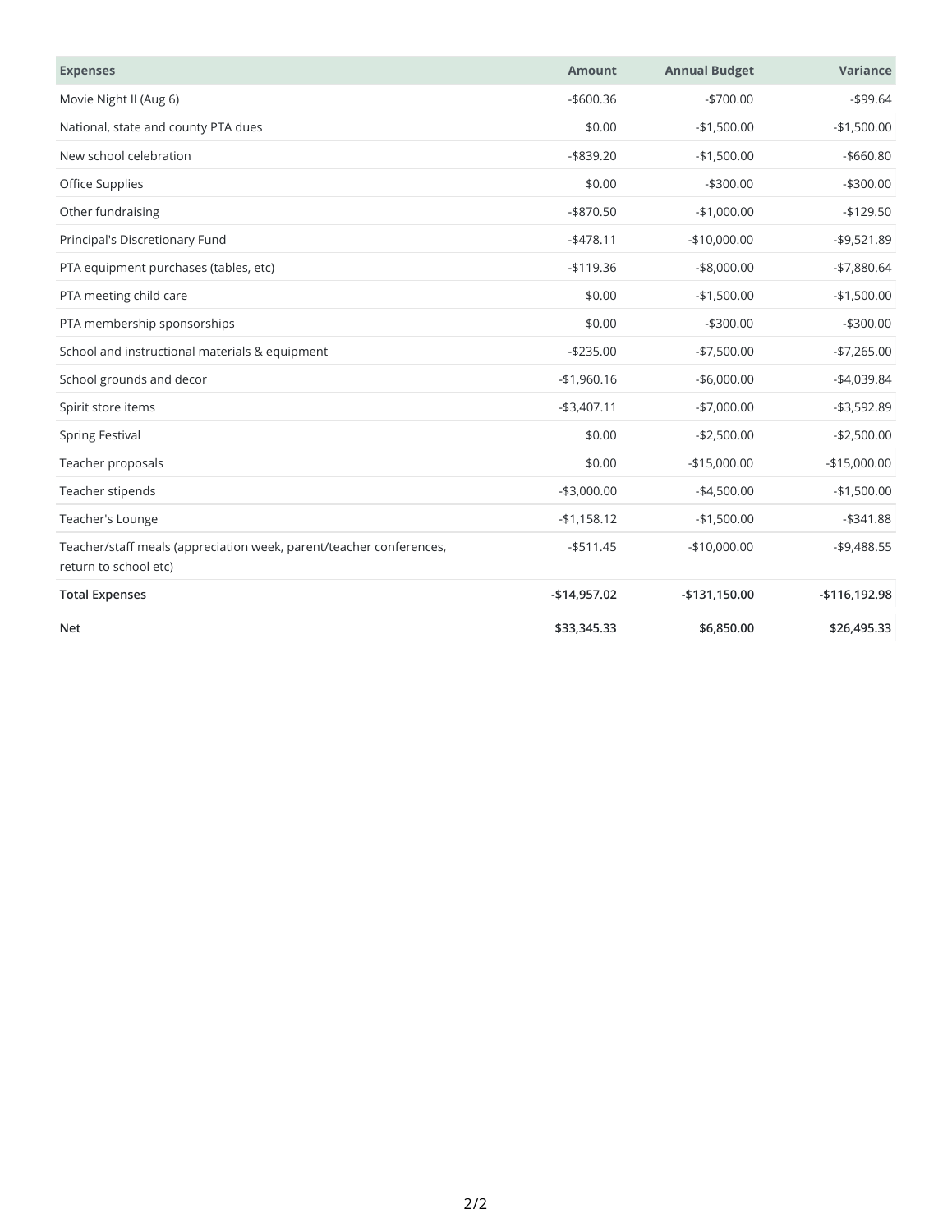| Expenses | Amount | Annual Budget | Variance |
|---|---|---|---|
| Movie Night II (Aug 6) | -$600.36 | -$700.00 | -$99.64 |
| National, state and county PTA dues | $0.00 | -$1,500.00 | -$1,500.00 |
| New school celebration | -$839.20 | -$1,500.00 | -$660.80 |
| Office Supplies | $0.00 | -$300.00 | -$300.00 |
| Other fundraising | -$870.50 | -$1,000.00 | -$129.50 |
| Principal's Discretionary Fund | -$478.11 | -$10,000.00 | -$9,521.89 |
| PTA equipment purchases (tables, etc) | -$119.36 | -$8,000.00 | -$7,880.64 |
| PTA meeting child care | $0.00 | -$1,500.00 | -$1,500.00 |
| PTA membership sponsorships | $0.00 | -$300.00 | -$300.00 |
| School and instructional materials & equipment | -$235.00 | -$7,500.00 | -$7,265.00 |
| School grounds and decor | -$1,960.16 | -$6,000.00 | -$4,039.84 |
| Spirit store items | -$3,407.11 | -$7,000.00 | -$3,592.89 |
| Spring Festival | $0.00 | -$2,500.00 | -$2,500.00 |
| Teacher proposals | $0.00 | -$15,000.00 | -$15,000.00 |
| Teacher stipends | -$3,000.00 | -$4,500.00 | -$1,500.00 |
| Teacher's Lounge | -$1,158.12 | -$1,500.00 | -$341.88 |
| Teacher/staff meals (appreciation week, parent/teacher conferences, return to school etc) | -$511.45 | -$10,000.00 | -$9,488.55 |
| **Total Expenses** | **-$14,957.02** | **-$131,150.00** | **-$116,192.98** |
| **Net** | **$33,345.33** | **$6,850.00** | **$26,495.33** |